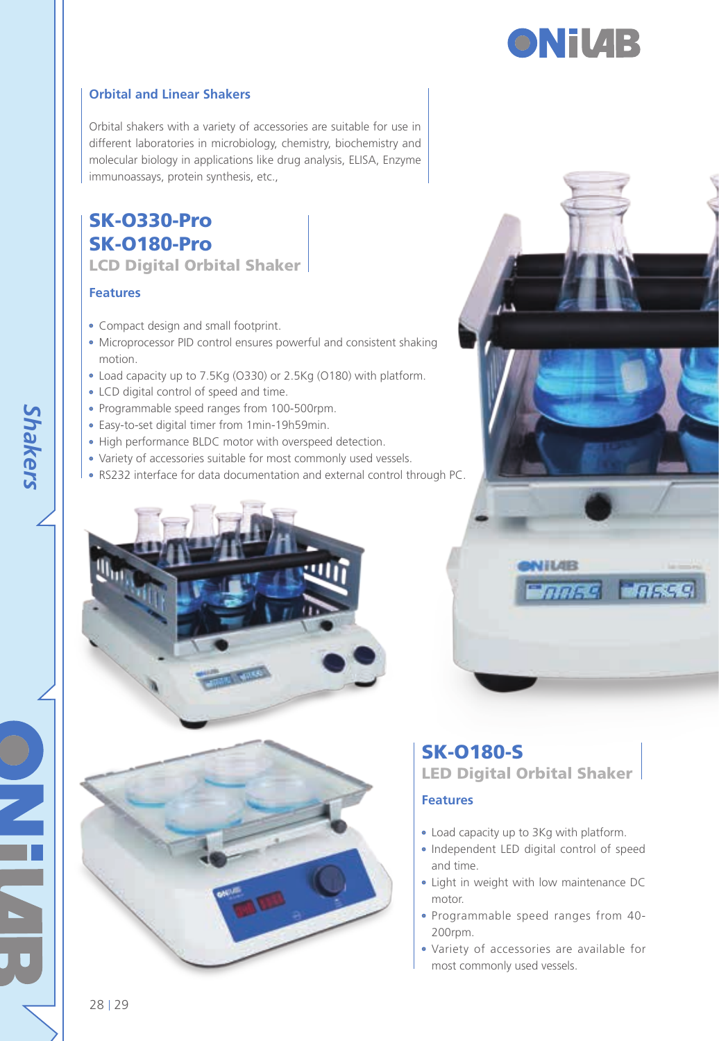## Orbital and Linear Shakers

Orbital shakers with a variety of accessories are suitable for use in different laboratories in microbiology, chemistry, biochemistry and molecular biology in applications like drug analysis, ELISA, Enzyme immunoassays, protein synthesis, etc.,

## SK-O330-Pro
## SK-O180-Pro
### LCD Digital Orbital Shaker

#### Features

- Compact design and small footprint.
- Microprocessor PID control ensures powerful and consistent shaking motion.
- Load capacity up to 7.5Kg (O330) or 2.5Kg (O180) with platform.
- LCD digital control of speed and time.
- Programmable speed ranges from 100-500rpm.
- Easy-to-set digital timer from 1min-19h59min.
- High performance BLDC motor with overspeed detection.
- Variety of accessories suitable for most commonly used vessels.
- RS232 interface for data documentation and external control through PC.

## SK-O180-S
### LED Digital Orbital Shaker

#### Features

- Load capacity up to 3Kg with platform.
- Independent LED digital control of speed and time.
- Light in weight with low maintenance DC motor.
- Programmable speed ranges from 40-200rpm.
- Variety of accessories are available for most commonly used vessels.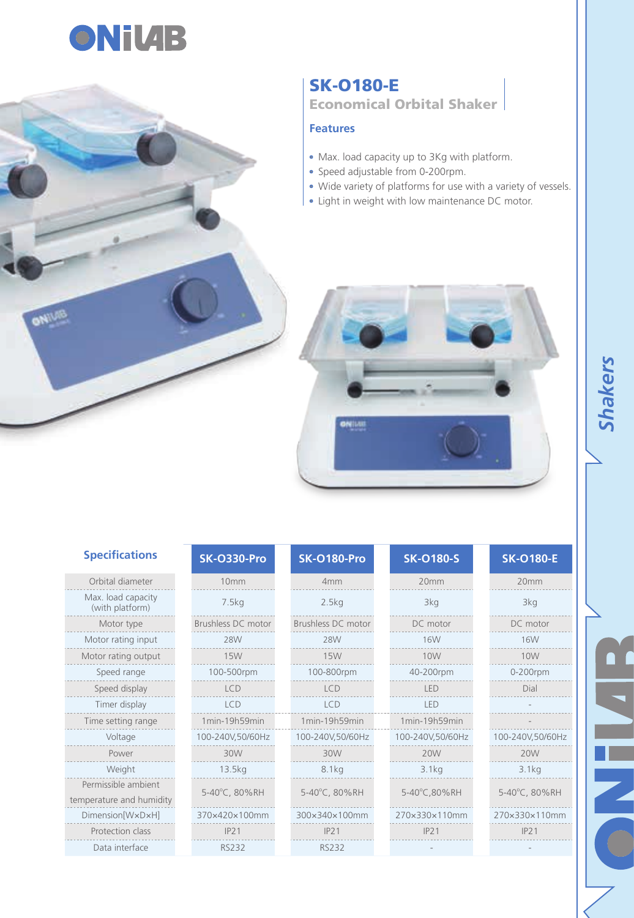# SK-O180-E

## Economical Orbital Shaker

### Features

- Max. load capacity up to 3Kg with platform.
- Speed adjustable from 0-200rpm.
- Wide variety of platforms for use with a variety of vessels.
- Light in weight with low maintenance DC motor.

### Specifications

| Specifications | SK-O330-Pro | SK-O180-Pro | SK-O180-S | SK-O180-E |
|---|---|---|---|---|
| Orbital diameter | 10mm | 4mm | 20mm | 20mm |
| Max. load capacity (with platform) | 7.5kg | 2.5kg | 3kg | 3kg |
| Motor type | Brushless DC motor | Brushless DC motor | DC motor | DC motor |
| Motor rating input | 28W | 28W | 16W | 16W |
| Motor rating output | 15W | 15W | 10W | 10W |
| Speed range | 100-500rpm | 100-800rpm | 40-200rpm | 0-200rpm |
| Speed display | LCD | LCD | LED | Dial |
| Timer display | LCD | LCD | LED | - |
| Time setting range | 1min-19h59min | 1min-19h59min | 1min-19h59min | - |
| Voltage | 100-240V,50/60Hz | 100-240V,50/60Hz | 100-240V,50/60Hz | 100-240V,50/60Hz |
| Power | 30W | 30W | 20W | 20W |
| Weight | 13.5kg | 8.1kg | 3.1kg | 3.1kg |
| Permissible ambient temperature and humidity | 5-40°C, 80%RH | 5-40°C, 80%RH | 5-40°C,80%RH | 5-40°C, 80%RH |
| Dimension[W×D×H] | 370×420×100mm | 300×340×100mm | 270×330×110mm | 270×330×110mm |
| Protection class | IP21 | IP21 | IP21 | IP21 |
| Data interface | RS232 | RS232 | - | - |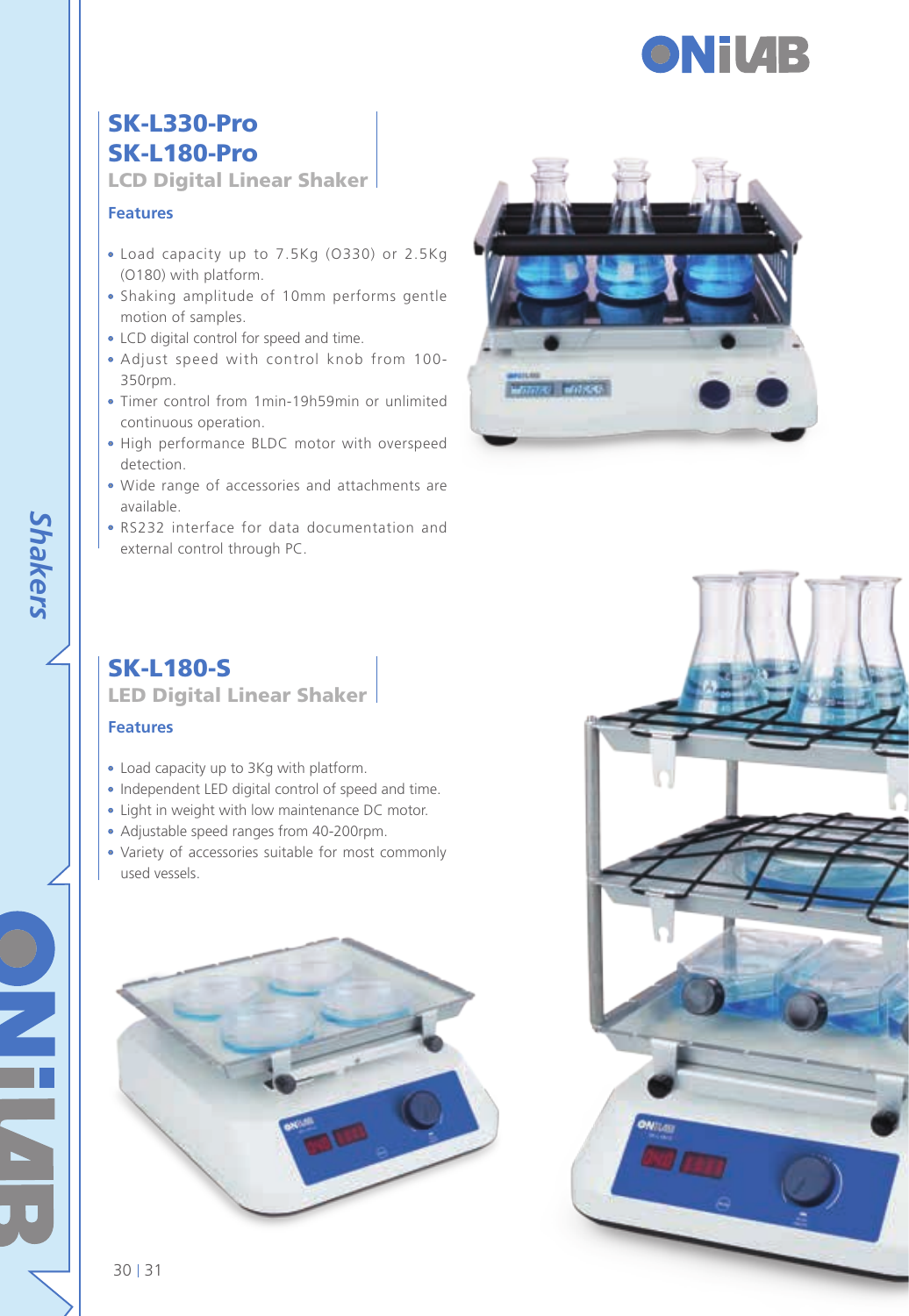## SK-L330-Pro
## SK-L180-Pro
### LCD Digital Linear Shaker

#### Features

- Load capacity up to 7.5Kg (O330) or 2.5Kg (O180) with platform.
- Shaking amplitude of 10mm performs gentle motion of samples.
- LCD digital control for speed and time.
- Adjust speed with control knob from 100-350rpm.
- Timer control from 1min-19h59min or unlimited continuous operation.
- High performance BLDC motor with overspeed detection.
- Wide range of accessories and attachments are available.
- RS232 interface for data documentation and external control through PC.

## SK-L180-S
### LED Digital Linear Shaker

#### Features

- Load capacity up to 3Kg with platform.
- Independent LED digital control of speed and time.
- Light in weight with low maintenance DC motor.
- Adjustable speed ranges from 40-200rpm.
- Variety of accessories suitable for most commonly used vessels.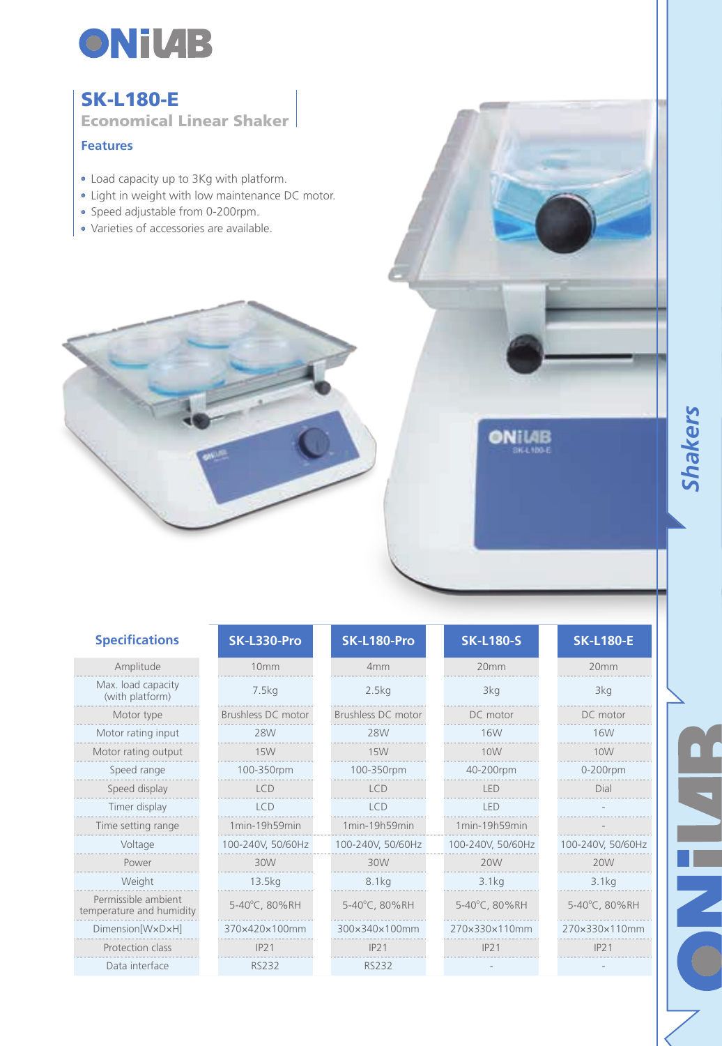# SK-L180-E

## Economical Linear Shaker

### Features

- Load capacity up to 3Kg with platform.
- Light in weight with low maintenance DC motor.
- Speed adjustable from 0-200rpm.
- Varieties of accessories are available.

### Specifications

| Specifications | SK-L330-Pro | SK-L180-Pro | SK-L180-S | SK-L180-E |
|---|---|---|---|---|
| Amplitude | 10mm | 4mm | 20mm | 20mm |
| Max. load capacity (with platform) | 7.5kg | 2.5kg | 3kg | 3kg |
| Motor type | Brushless DC motor | Brushless DC motor | DC motor | DC motor |
| Motor rating input | 28W | 28W | 16W | 16W |
| Motor rating output | 15W | 15W | 10W | 10W |
| Speed range | 100-350rpm | 100-350rpm | 40-200rpm | 0-200rpm |
| Speed display | LCD | LCD | LED | Dial |
| Timer display | LCD | LCD | LED | - |
| Time setting range | 1min-19h59min | 1min-19h59min | 1min-19h59min | - |
| Voltage | 100-240V, 50/60Hz | 100-240V, 50/60Hz | 100-240V, 50/60Hz | 100-240V, 50/60Hz |
| Power | 30W | 30W | 20W | 20W |
| Weight | 13.5kg | 8.1kg | 3.1kg | 3.1kg |
| Permissible ambient temperature and humidity | 5-40°C, 80%RH | 5-40°C, 80%RH | 5-40°C, 80%RH | 5-40°C, 80%RH |
| Dimension[W×D×H] | 370×420×100mm | 300×340×100mm | 270×330×110mm | 270×330×110mm |
| Protection class | IP21 | IP21 | IP21 | IP21 |
| Data interface | RS232 | RS232 | - | - |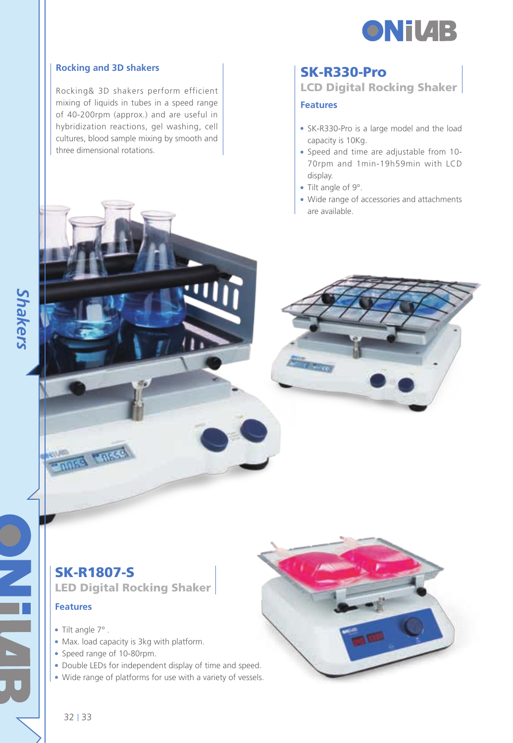## Rocking and 3D shakers

Rocking& 3D shakers perform efficient mixing of liquids in tubes in a speed range of 40-200rpm (approx.) and are useful in hybridization reactions, gel washing, cell cultures, blood sample mixing by smooth and three dimensional rotations.

## SK-R330-Pro

### LCD Digital Rocking Shaker

#### Features

- SK-R330-Pro is a large model and the load capacity is 10Kg.
- Speed and time are adjustable from 10-70rpm and 1min-19h59min with LCD display.
- Tilt angle of 9°.
- Wide range of accessories and attachments are available.

## SK-R1807-S

### LED Digital Rocking Shaker

#### Features

- Tilt angle 7° .
- Max. load capacity is 3kg with platform.
- Speed range of 10-80rpm.
- Double LEDs for independent display of time and speed.
- Wide range of platforms for use with a variety of vessels.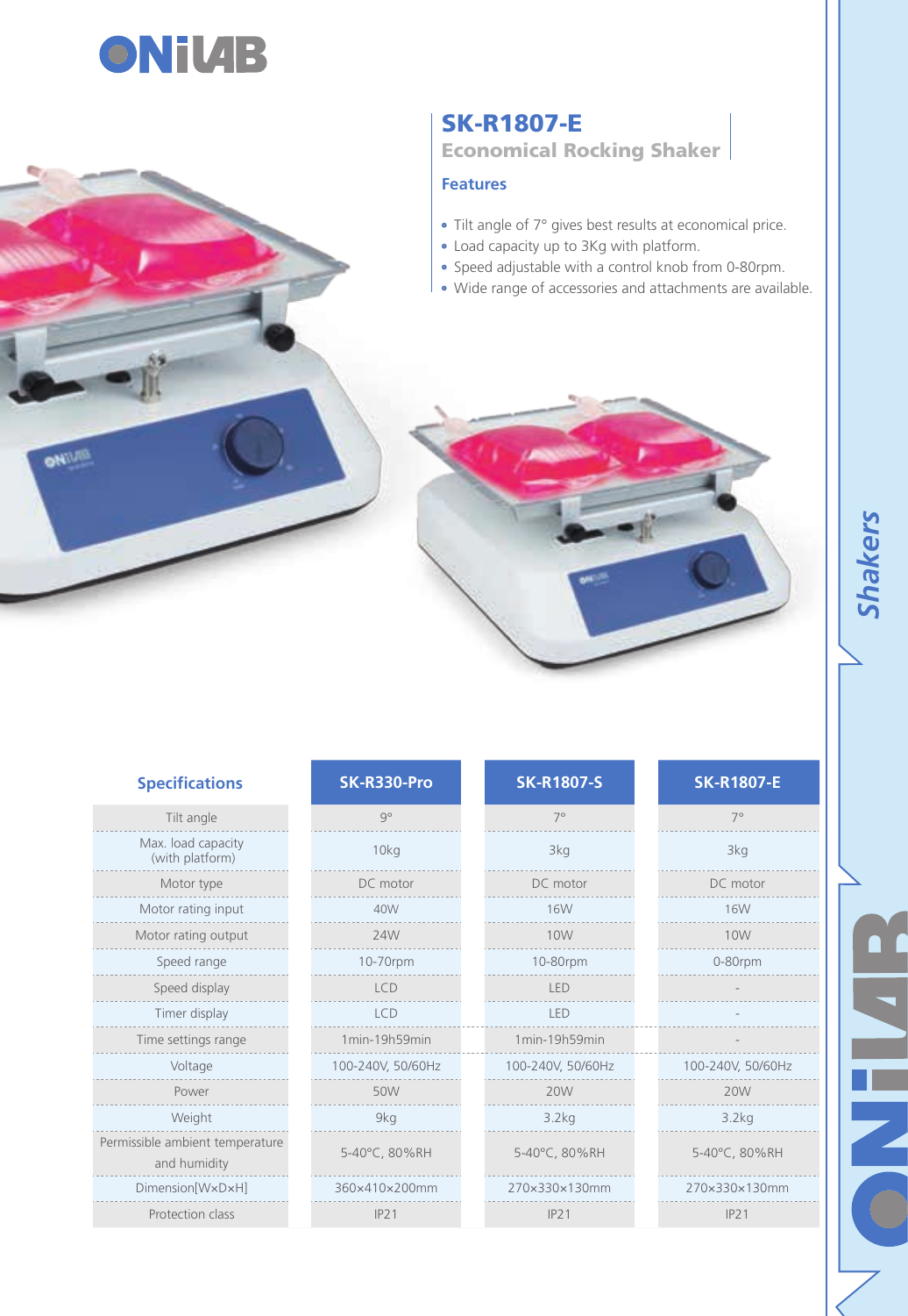## SK-R1807-E

### Economical Rocking Shaker

#### Features

- Tilt angle of 7° gives best results at economical price.
- Load capacity up to 3Kg with platform.
- Speed adjustable with a control knob from 0-80rpm.
- Wide range of accessories and attachments are available.

| Specifications | SK-R330-Pro | SK-R1807-S | SK-R1807-E |
|---|---|---|---|
| Tilt angle | 9° | 7° | 7° |
| Max. load capacity (with platform) | 10kg | 3kg | 3kg |
| Motor type | DC motor | DC motor | DC motor |
| Motor rating input | 40W | 16W | 16W |
| Motor rating output | 24W | 10W | 10W |
| Speed range | 10-70rpm | 10-80rpm | 0-80rpm |
| Speed display | LCD | LED | - |
| Timer display | LCD | LED | - |
| Time settings range | 1min-19h59min | 1min-19h59min | - |
| Voltage | 100-240V, 50/60Hz | 100-240V, 50/60Hz | 100-240V, 50/60Hz |
| Power | 50W | 20W | 20W |
| Weight | 9kg | 3.2kg | 3.2kg |
| Permissible ambient temperature and humidity | 5-40°C, 80%RH | 5-40°C, 80%RH | 5-40°C, 80%RH |
| Dimension[W×D×H] | 360×410×200mm | 270×330×130mm | 270×330×130mm |
| Protection class | IP21 | IP21 | IP21 |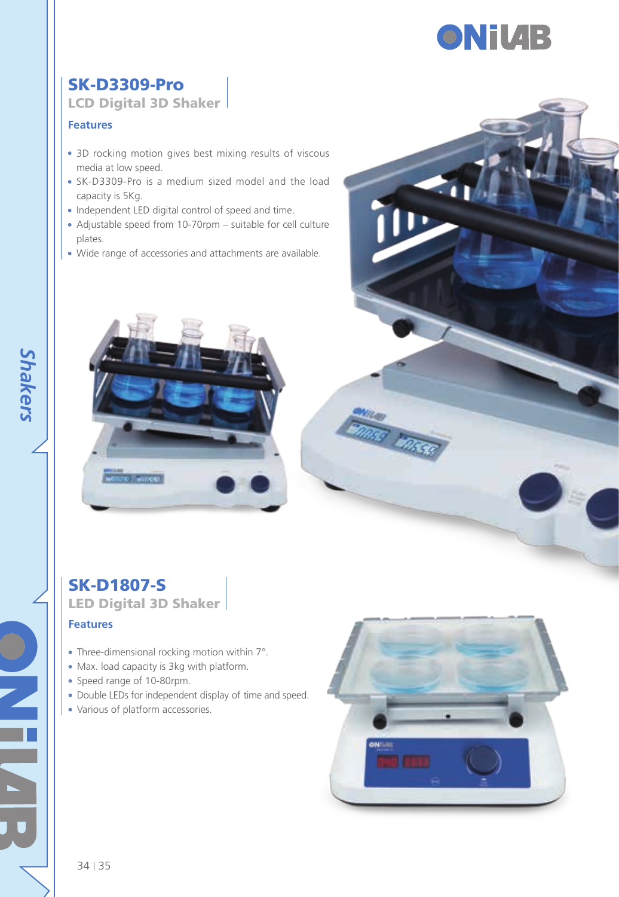## SK-D3309-Pro

### LCD Digital 3D Shaker

**Features**

- 3D rocking motion gives best mixing results of viscous media at low speed.
- SK-D3309-Pro is a medium sized model and the load capacity is 5Kg.
- Independent LED digital control of speed and time.
- Adjustable speed from 10-70rpm – suitable for cell culture plates.
- Wide range of accessories and attachments are available.

## SK-D1807-S

### LED Digital 3D Shaker

**Features**

- Three-dimensional rocking motion within 7°.
- Max. load capacity is 3kg with platform.
- Speed range of 10-80rpm.
- Double LEDs for independent display of time and speed.
- Various of platform accessories.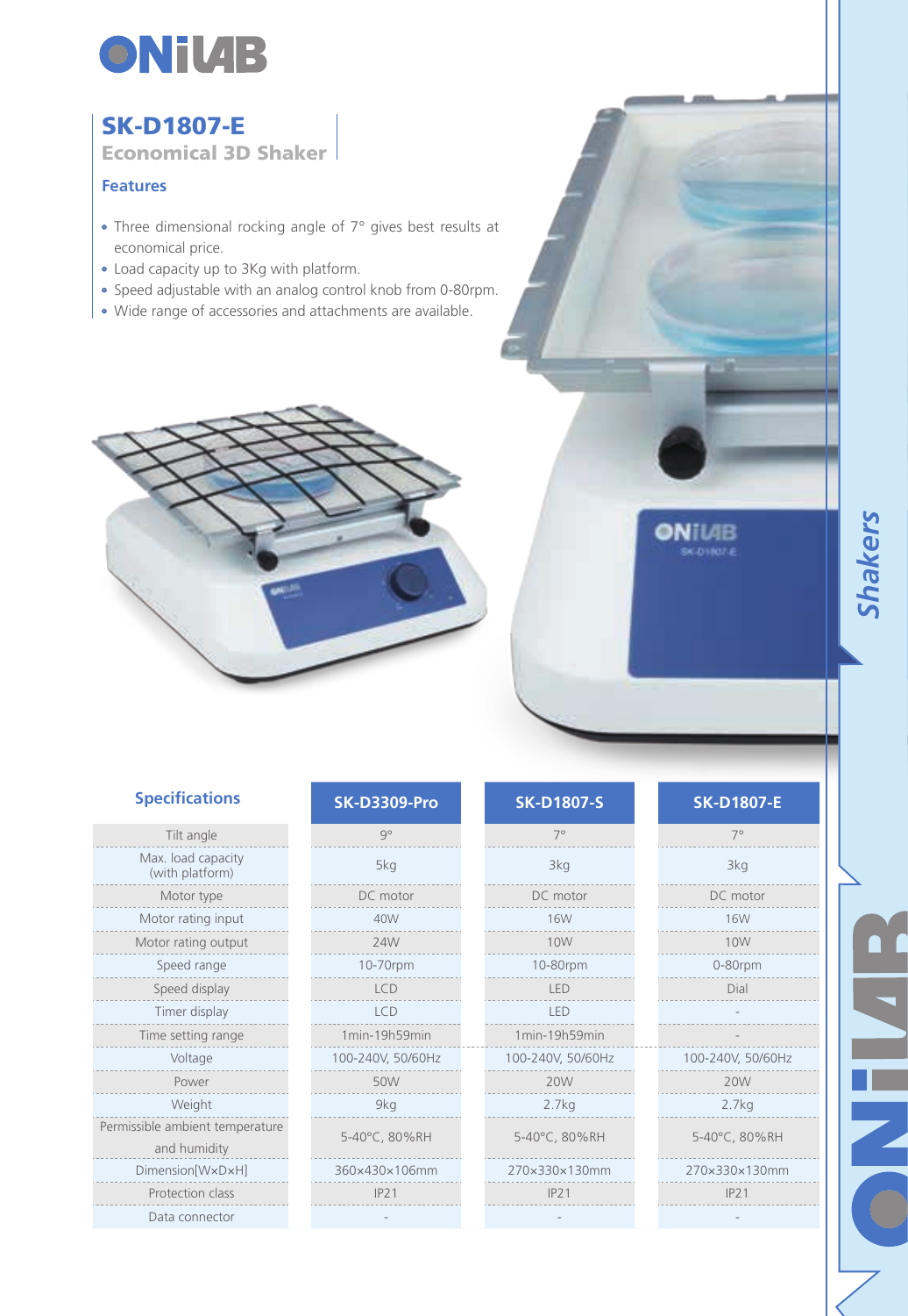# SK-D1807-E

## Economical 3D Shaker

### Features

- Three dimensional rocking angle of 7° gives best results at economical price.
- Load capacity up to 3Kg with platform.
- Speed adjustable with an analog control knob from 0-80rpm.
- Wide range of accessories and attachments are available.

### Specifications

| Specifications | SK-D3309-Pro | SK-D1807-S | SK-D1807-E |
|---|---|---|---|
| Tilt angle | 9° | 7° | 7° |
| Max. load capacity (with platform) | 5kg | 3kg | 3kg |
| Motor type | DC motor | DC motor | DC motor |
| Motor rating input | 40W | 16W | 16W |
| Motor rating output | 24W | 10W | 10W |
| Speed range | 10-70rpm | 10-80rpm | 0-80rpm |
| Speed display | LCD | LED | Dial |
| Timer display | LCD | LED | - |
| Time setting range | 1min-19h59min | 1min-19h59min | - |
| Voltage | 100-240V, 50/60Hz | 100-240V, 50/60Hz | 100-240V, 50/60Hz |
| Power | 50W | 20W | 20W |
| Weight | 9kg | 2.7kg | 2.7kg |
| Permissible ambient temperature and humidity | 5-40°C, 80%RH | 5-40°C, 80%RH | 5-40°C, 80%RH |
| Dimension[WxDxH] | 360x430x106mm | 270x330x130mm | 270x330x130mm |
| Protection class | IP21 | IP21 | IP21 |
| Data connector | - | - | - |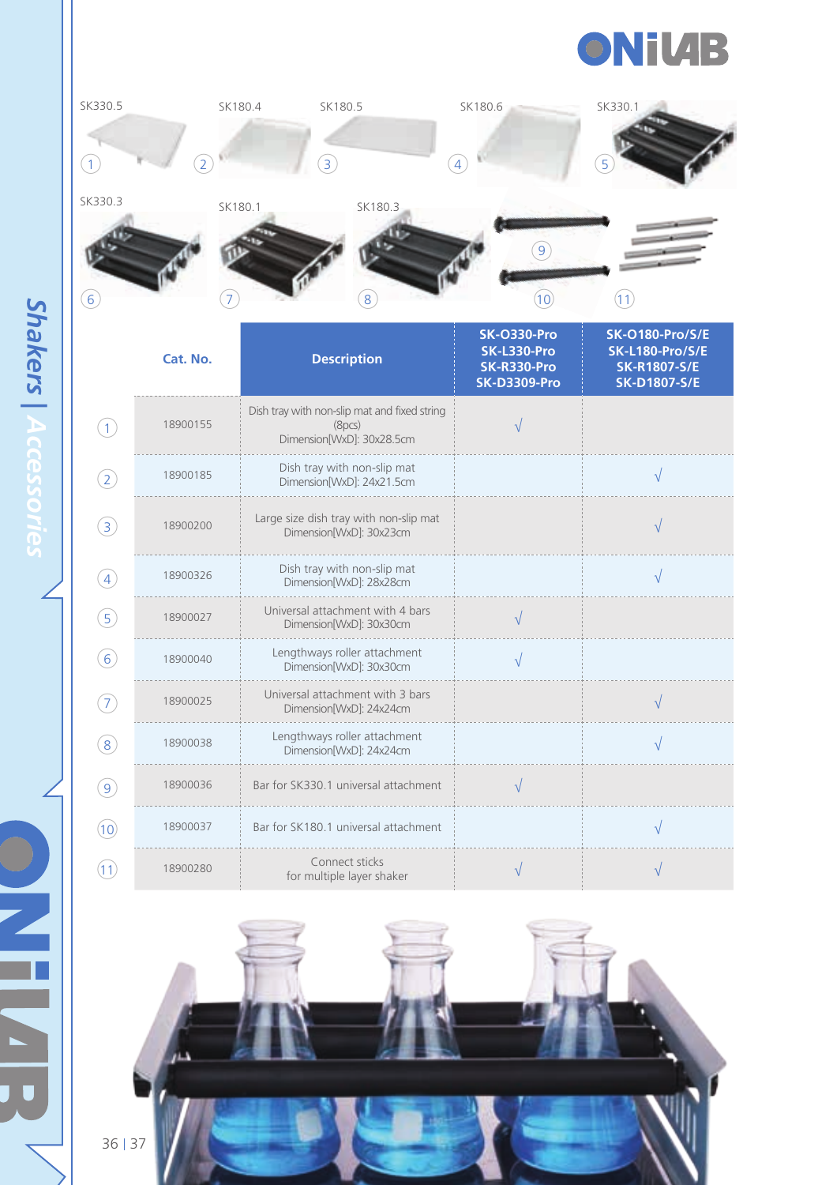SK330.5 ① SK180.4 ② SK180.5 ③ SK180.6 ④ SK330.1 ⑤

SK330.3 ⑥ SK180.1 ⑦ SK180.3 ⑧ ⑨ ⑩ ⑪

| | Cat. No. | Description | SK-O330-Pro SK-L330-Pro SK-R330-Pro SK-D3309-Pro | SK-O180-Pro/S/E SK-L180-Pro/S/E SK-R1807-S/E SK-D1807-S/E |
|---|---|---|---|---|
| ① | 18900155 | Dish tray with non-slip mat and fixed string (8pcs) Dimension[WxD]: 30x28.5cm | √ | |
| ② | 18900185 | Dish tray with non-slip mat Dimension[WxD]: 24x21.5cm | | √ |
| ③ | 18900200 | Large size dish tray with non-slip mat Dimension[WxD]: 30x23cm | | √ |
| ④ | 18900326 | Dish tray with non-slip mat Dimension[WxD]: 28x28cm | | √ |
| ⑤ | 18900027 | Universal attachment with 4 bars Dimension[WxD]: 30x30cm | √ | |
| ⑥ | 18900040 | Lengthways roller attachment Dimension[WxD]: 30x30cm | √ | |
| ⑦ | 18900025 | Universal attachment with 3 bars Dimension[WxD]: 24x24cm | | √ |
| ⑧ | 18900038 | Lengthways roller attachment Dimension[WxD]: 24x24cm | | √ |
| ⑨ | 18900036 | Bar for SK330.1 universal attachment | √ | |
| ⑩ | 18900037 | Bar for SK180.1 universal attachment | | √ |
| ⑪ | 18900280 | Connect sticks for multiple layer shaker | √ | √ |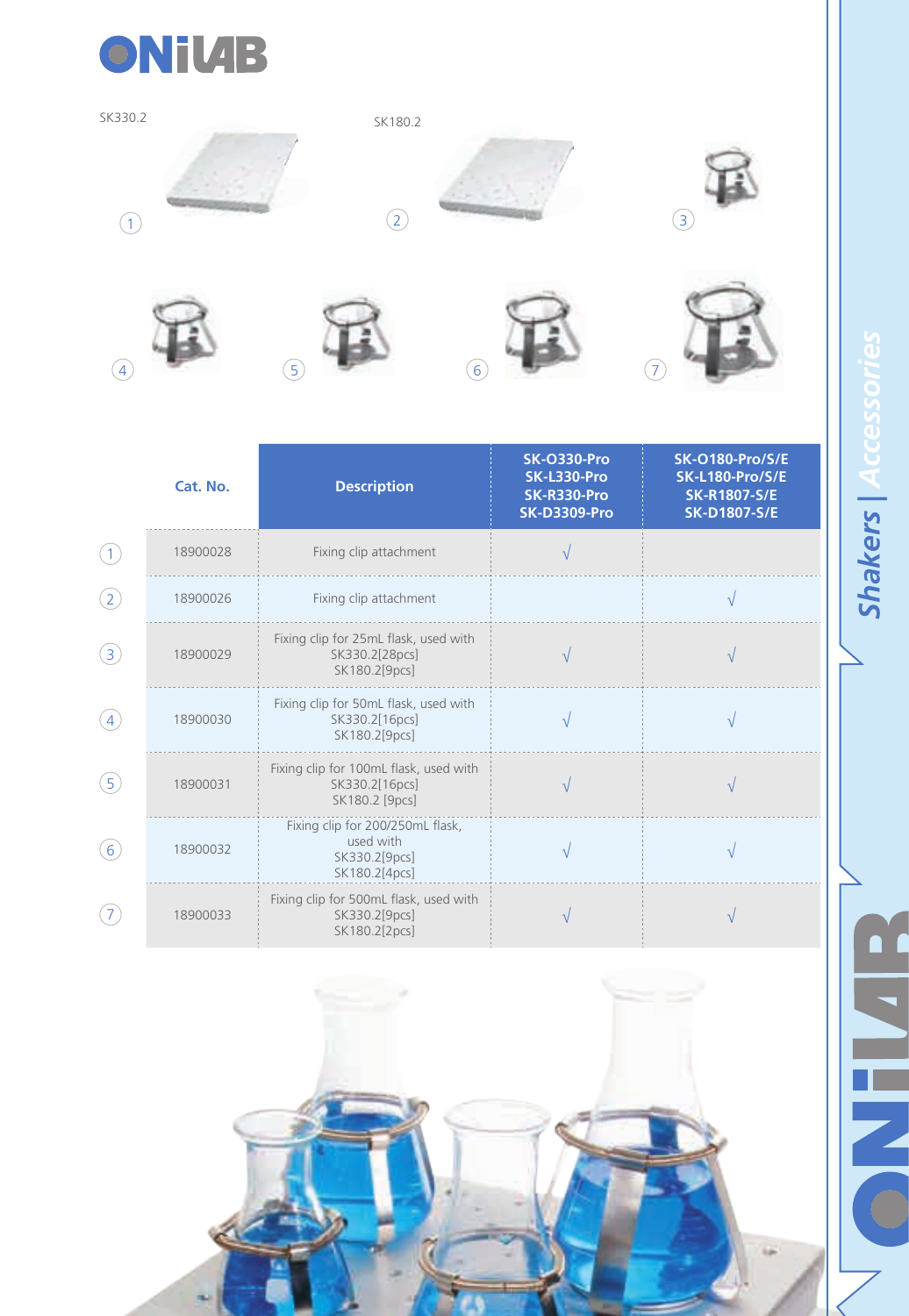SK330.2

SK180.2

| | Cat. No. | Description | SK-O330-Pro SK-L330-Pro SK-R330-Pro SK-D3309-Pro | SK-O180-Pro/S/E SK-L180-Pro/S/E SK-R1807-S/E SK-D1807-S/E |
|---|---|---|---|---|
| 1 | 18900028 | Fixing clip attachment | √ | |
| 2 | 18900026 | Fixing clip attachment | | √ |
| 3 | 18900029 | Fixing clip for 25mL flask, used with SK330.2[28pcs] SK180.2[9pcs] | √ | √ |
| 4 | 18900030 | Fixing clip for 50mL flask, used with SK330.2[16pcs] SK180.2[9pcs] | √ | √ |
| 5 | 18900031 | Fixing clip for 100mL flask, used with SK330.2[16pcs] SK180.2 [9pcs] | √ | √ |
| 6 | 18900032 | Fixing clip for 200/250mL flask, used with SK330.2[9pcs] SK180.2[4pcs] | √ | √ |
| 7 | 18900033 | Fixing clip for 500mL flask, used with SK330.2[9pcs] SK180.2[2pcs] | √ | √ |